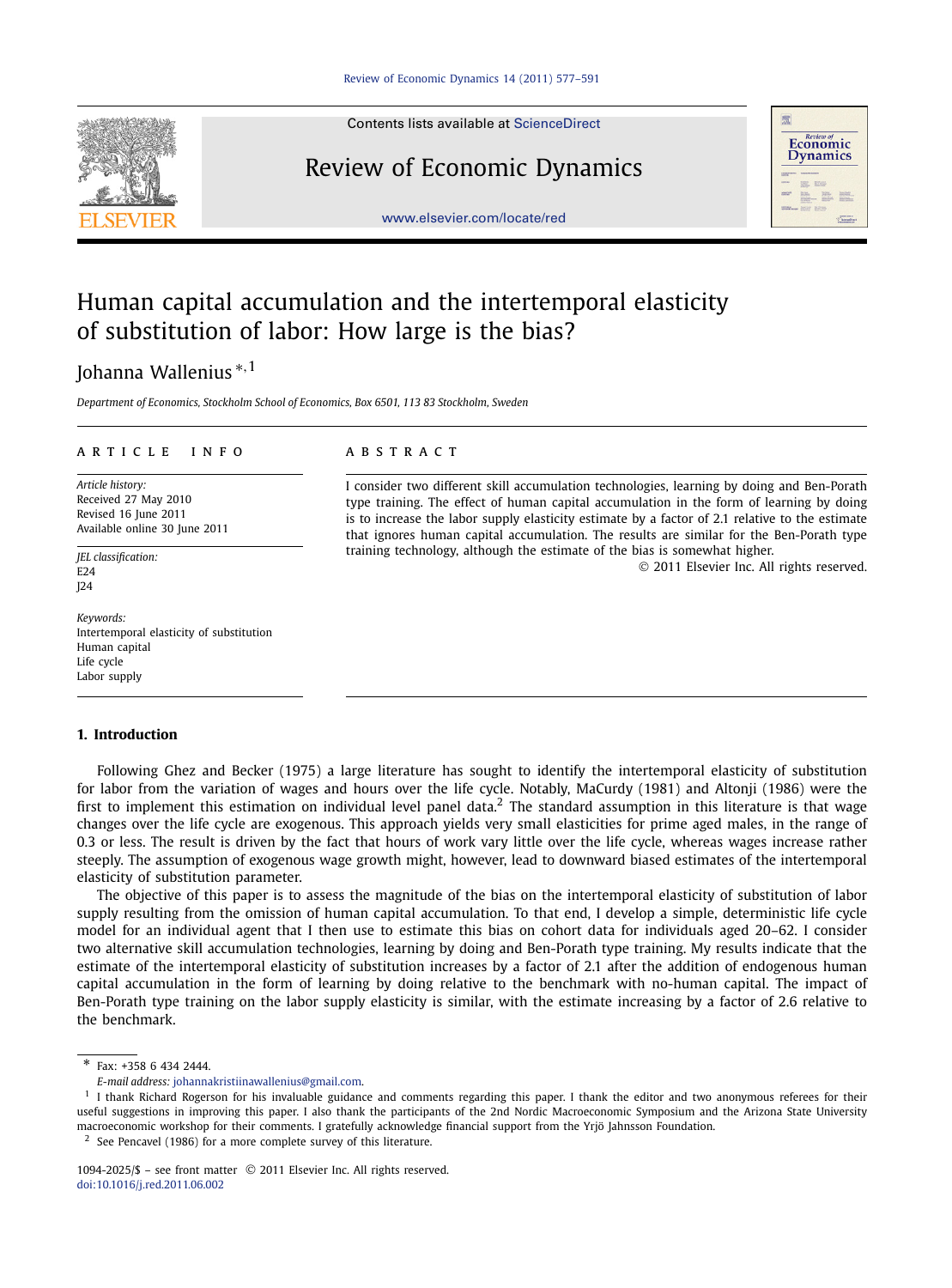# Human capital accumulation and the intertemporal elasticity of substitution of labor: How large is the bias?

Johanna Wallenius [*,1]

*Department of Economics, Stockholm School of Economics, Box 6501, 113 83 Stockholm, Sweden*

**ARTICLE INFO**

*Article history:*
Received 27 May 2010
Revised 16 June 2011
Available online 30 June 2011

*JEL classification:*
E24
J24

*Keywords:*
Intertemporal elasticity of substitution
Human capital
Life cycle
Labor supply

**ABSTRACT**

I consider two different skill accumulation technologies, learning by doing and Ben-Porath type training. The effect of human capital accumulation in the form of learning by doing is to increase the labor supply elasticity estimate by a factor of 2.1 relative to the estimate that ignores human capital accumulation. The results are similar for the Ben-Porath type training technology, although the estimate of the bias is somewhat higher.

© 2011 Elsevier Inc. All rights reserved.

## 1. Introduction

Following Ghez and Becker (1975) a large literature has sought to identify the intertemporal elasticity of substitution for labor from the variation of wages and hours over the life cycle. Notably, MaCurdy (1981) and Altonji (1986) were the first to implement this estimation on individual level panel data.[2] The standard assumption in this literature is that wage changes over the life cycle are exogenous. This approach yields very small elasticities for prime aged males, in the range of 0.3 or less. The result is driven by the fact that hours of work vary little over the life cycle, whereas wages increase rather steeply. The assumption of exogenous wage growth might, however, lead to downward biased estimates of the intertemporal elasticity of substitution parameter.

The objective of this paper is to assess the magnitude of the bias on the intertemporal elasticity of substitution of labor supply resulting from the omission of human capital accumulation. To that end, I develop a simple, deterministic life cycle model for an individual agent that I then use to estimate this bias on cohort data for individuals aged 20–62. I consider two alternative skill accumulation technologies, learning by doing and Ben-Porath type training. My results indicate that the estimate of the intertemporal elasticity of substitution increases by a factor of 2.1 after the addition of endogenous human capital accumulation in the form of learning by doing relative to the benchmark with no-human capital. The impact of Ben-Porath type training on the labor supply elasticity is similar, with the estimate increasing by a factor of 2.6 relative to the benchmark.

---

[*] Fax: +358 6 434 2444.
*E-mail address:* johannakristiinawallenius@gmail.com.

[1] I thank Richard Rogerson for his invaluable guidance and comments regarding this paper. I thank the editor and two anonymous referees for their useful suggestions in improving this paper. I also thank the participants of the 2nd Nordic Macroeconomic Symposium and the Arizona State University macroeconomic workshop for their comments. I gratefully acknowledge financial support from the Yrjö Jahnsson Foundation.

[2] See Pencavel (1986) for a more complete survey of this literature.

1094-2025/$ – see front matter © 2011 Elsevier Inc. All rights reserved.
doi:10.1016/j.red.2011.06.002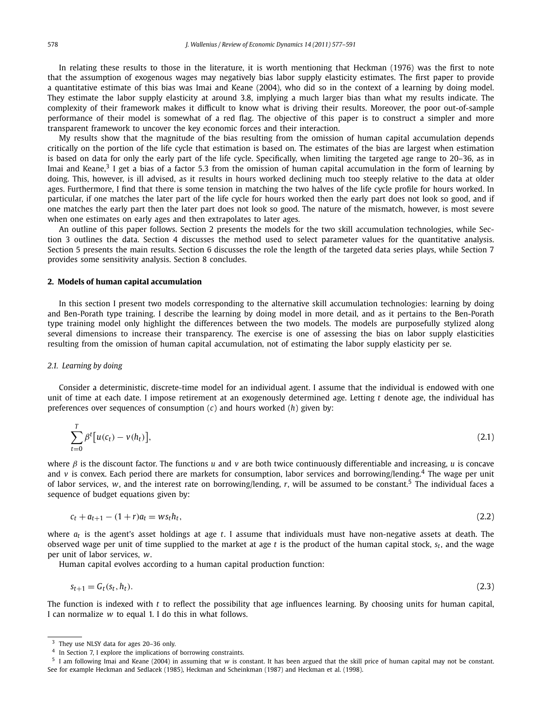In relating these results to those in the literature, it is worth mentioning that Heckman (1976) was the first to note that the assumption of exogenous wages may negatively bias labor supply elasticity estimates. The first paper to provide a quantitative estimate of this bias was Imai and Keane (2004), who did so in the context of a learning by doing model. They estimate the labor supply elasticity at around 3.8, implying a much larger bias than what my results indicate. The complexity of their framework makes it difficult to know what is driving their results. Moreover, the poor out-of-sample performance of their model is somewhat of a red flag. The objective of this paper is to construct a simpler and more transparent framework to uncover the key economic forces and their interaction.

My results show that the magnitude of the bias resulting from the omission of human capital accumulation depends critically on the portion of the life cycle that estimation is based on. The estimates of the bias are largest when estimation is based on data for only the early part of the life cycle. Specifically, when limiting the targeted age range to 20–36, as in Imai and Keane,[3] I get a bias of a factor 5.3 from the omission of human capital accumulation in the form of learning by doing. This, however, is ill advised, as it results in hours worked declining much too steeply relative to the data at older ages. Furthermore, I find that there is some tension in matching the two halves of the life cycle profile for hours worked. In particular, if one matches the later part of the life cycle for hours worked then the early part does not look so good, and if one matches the early part then the later part does not look so good. The nature of the mismatch, however, is most severe when one estimates on early ages and then extrapolates to later ages.

An outline of this paper follows. Section 2 presents the models for the two skill accumulation technologies, while Section 3 outlines the data. Section 4 discusses the method used to select parameter values for the quantitative analysis. Section 5 presents the main results. Section 6 discusses the role the length of the targeted data series plays, while Section 7 provides some sensitivity analysis. Section 8 concludes.

## 2. Models of human capital accumulation

In this section I present two models corresponding to the alternative skill accumulation technologies: learning by doing and Ben-Porath type training. I describe the learning by doing model in more detail, and as it pertains to the Ben-Porath type training model only highlight the differences between the two models. The models are purposefully stylized along several dimensions to increase their transparency. The exercise is one of assessing the bias on labor supply elasticities resulting from the omission of human capital accumulation, not of estimating the labor supply elasticity per se.

### 2.1. Learning by doing

Consider a deterministic, discrete-time model for an individual agent. I assume that the individual is endowed with one unit of time at each date. I impose retirement at an exogenously determined age. Letting $t$ denote age, the individual has preferences over sequences of consumption ($c$) and hours worked ($h$) given by:

$$\sum_{t=0}^{T} \beta^t \big[u(c_t) - v(h_t)\big], \tag{2.1}$$

where $\beta$ is the discount factor. The functions $u$ and $v$ are both twice continuously differentiable and increasing, $u$ is concave and $v$ is convex. Each period there are markets for consumption, labor services and borrowing/lending.[4] The wage per unit of labor services, $w$, and the interest rate on borrowing/lending, $r$, will be assumed to be constant.[5] The individual faces a sequence of budget equations given by:

$$c_t + a_{t+1} - (1+r)a_t = w s_t h_t, \tag{2.2}$$

where $a_t$ is the agent's asset holdings at age $t$. I assume that individuals must have non-negative assets at death. The observed wage per unit of time supplied to the market at age $t$ is the product of the human capital stock, $s_t$, and the wage per unit of labor services, $w$.

Human capital evolves according to a human capital production function:

$$s_{t+1} = G_t(s_t, h_t). \tag{2.3}$$

The function is indexed with $t$ to reflect the possibility that age influences learning. By choosing units for human capital, I can normalize $w$ to equal 1. I do this in what follows.

---

[3] They use NLSY data for ages 20–36 only.

[4] In Section 7, I explore the implications of borrowing constraints.

[5] I am following Imai and Keane (2004) in assuming that $w$ is constant. It has been argued that the skill price of human capital may not be constant. See for example Heckman and Sedlacek (1985), Heckman and Scheinkman (1987) and Heckman et al. (1998).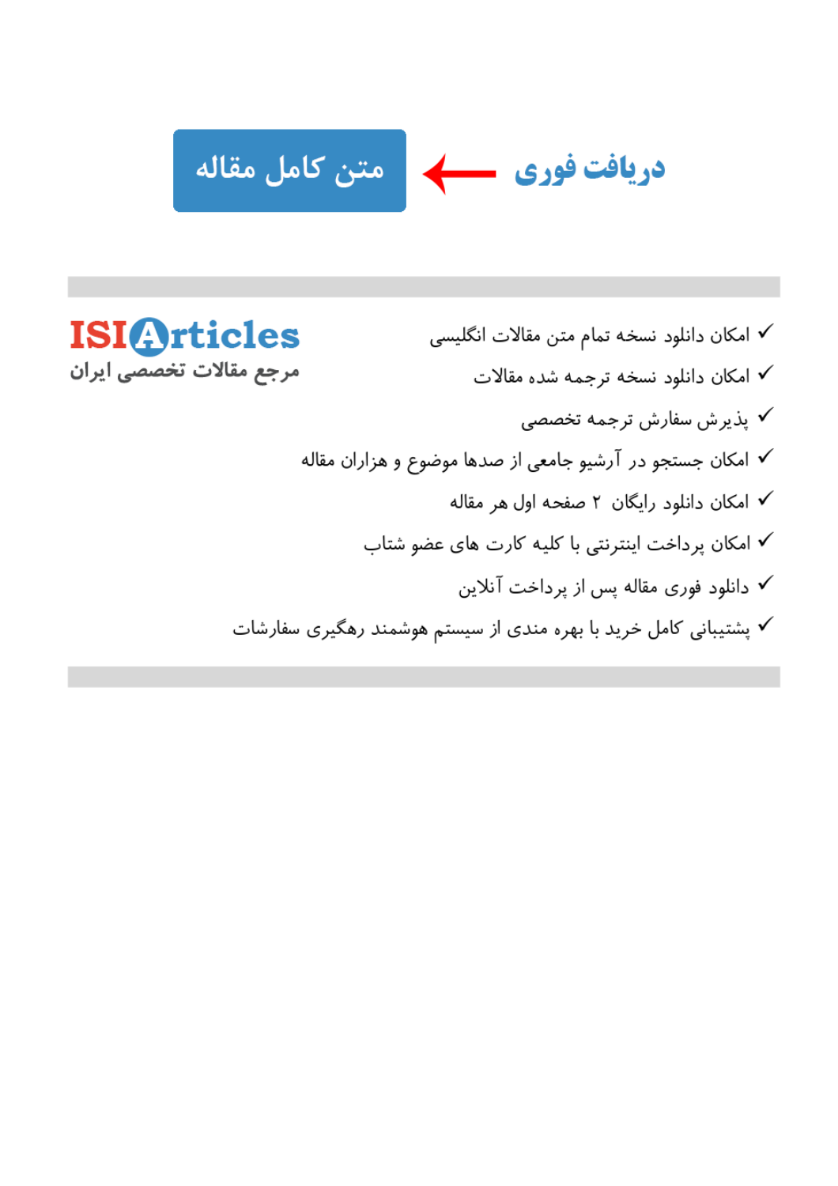دریافت فوری ← **متن کامل مقاله**

**ISIArticles**
مرجع مقالات تخصصی ایران

- ✓ امکان دانلود نسخه تمام متن مقالات انگلیسی
- ✓ امکان دانلود نسخه ترجمه شده مقالات
- ✓ پذیرش سفارش ترجمه تخصصی
- ✓ امکان جستجو در آرشیو جامعی از صدها موضوع و هزاران مقاله
- ✓ امکان دانلود رایگان ۲ صفحه اول هر مقاله
- ✓ امکان پرداخت اینترنتی با کلیه کارت های عضو شتاب
- ✓ دانلود فوری مقاله پس از پرداخت آنلاین
- ✓ پشتیبانی کامل خرید با بهره مندی از سیستم هوشمند رهگیری سفارشات